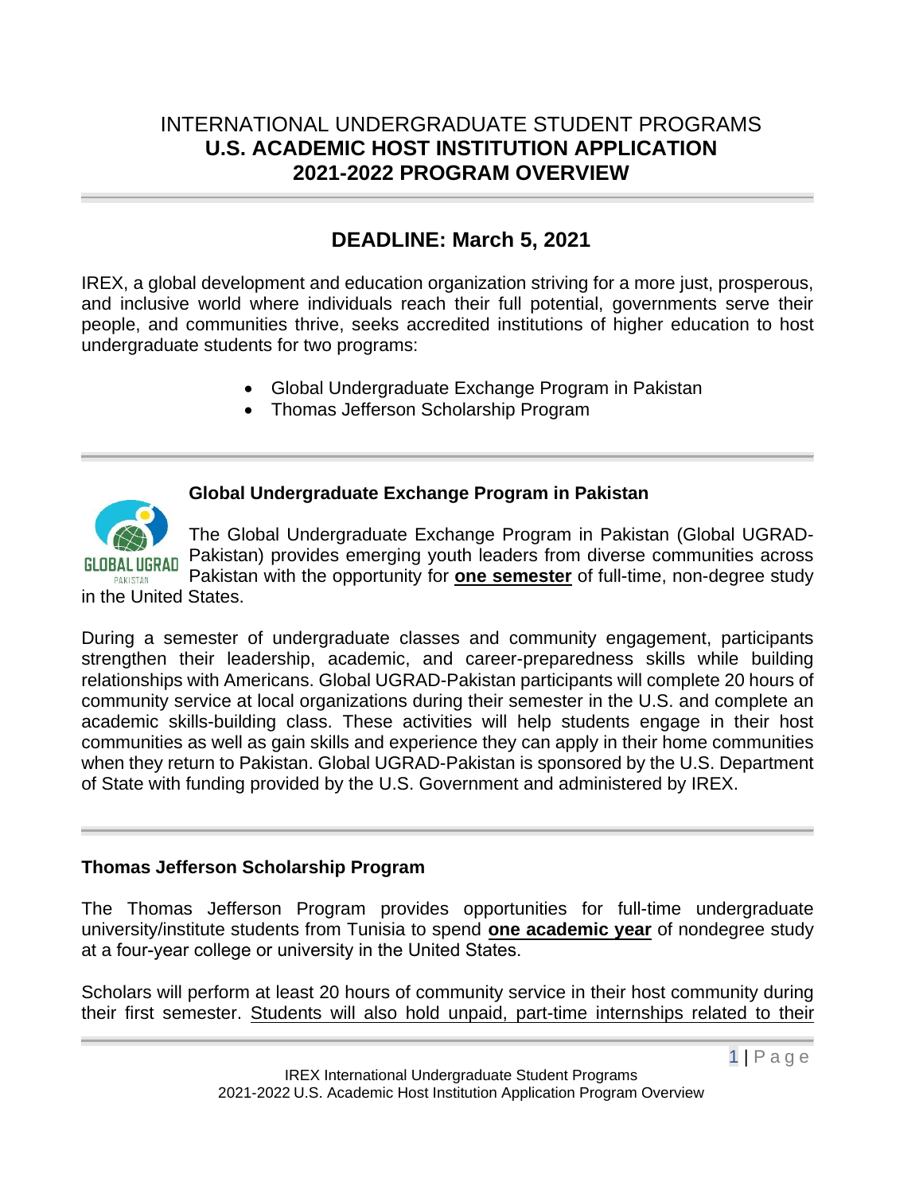# INTERNATIONAL UNDERGRADUATE STUDENT PROGRAMS
# U.S. ACADEMIC HOST INSTITUTION APPLICATION
# 2021-2022 PROGRAM OVERVIEW

## DEADLINE: March 5, 2021

IREX, a global development and education organization striving for a more just, prosperous, and inclusive world where individuals reach their full potential, governments serve their people, and communities thrive, seeks accredited institutions of higher education to host undergraduate students for two programs:

- Global Undergraduate Exchange Program in Pakistan
- Thomas Jefferson Scholarship Program

### Global Undergraduate Exchange Program in Pakistan

The Global Undergraduate Exchange Program in Pakistan (Global UGRAD-Pakistan) provides emerging youth leaders from diverse communities across Pakistan with the opportunity for **one semester** of full-time, non-degree study in the United States.

During a semester of undergraduate classes and community engagement, participants strengthen their leadership, academic, and career-preparedness skills while building relationships with Americans. Global UGRAD-Pakistan participants will complete 20 hours of community service at local organizations during their semester in the U.S. and complete an academic skills-building class. These activities will help students engage in their host communities as well as gain skills and experience they can apply in their home communities when they return to Pakistan. Global UGRAD-Pakistan is sponsored by the U.S. Department of State with funding provided by the U.S. Government and administered by IREX.

### Thomas Jefferson Scholarship Program

The Thomas Jefferson Program provides opportunities for full-time undergraduate university/institute students from Tunisia to spend **one academic year** of nondegree study at a four-year college or university in the United States.

Scholars will perform at least 20 hours of community service in their host community during their first semester. Students will also hold unpaid, part-time internships related to their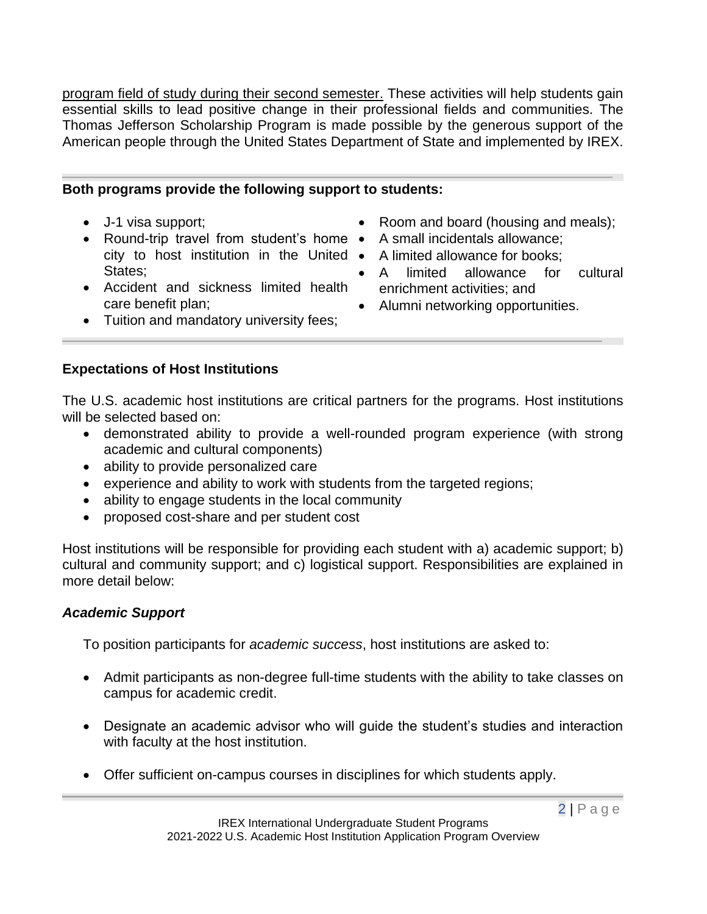program field of study during their second semester. These activities will help students gain essential skills to lead positive change in their professional fields and communities. The Thomas Jefferson Scholarship Program is made possible by the generous support of the American people through the United States Department of State and implemented by IREX.

---

**Both programs provide the following support to students:**

- J-1 visa support;
- Round-trip travel from student's home city to host institution in the United States;
- Accident and sickness limited health care benefit plan;
- Tuition and mandatory university fees;
- Room and board (housing and meals);
- A small incidentals allowance;
- A limited allowance for books;
- A limited allowance for cultural enrichment activities; and
- Alumni networking opportunities.

---

**Expectations of Host Institutions**

The U.S. academic host institutions are critical partners for the programs. Host institutions will be selected based on:

- demonstrated ability to provide a well-rounded program experience (with strong academic and cultural components)
- ability to provide personalized care
- experience and ability to work with students from the targeted regions;
- ability to engage students in the local community
- proposed cost-share and per student cost

Host institutions will be responsible for providing each student with a) academic support; b) cultural and community support; and c) logistical support. Responsibilities are explained in more detail below:

***Academic Support***

To position participants for *academic success*, host institutions are asked to:

- Admit participants as non-degree full-time students with the ability to take classes on campus for academic credit.
- Designate an academic advisor who will guide the student's studies and interaction with faculty at the host institution.
- Offer sufficient on-campus courses in disciplines for which students apply.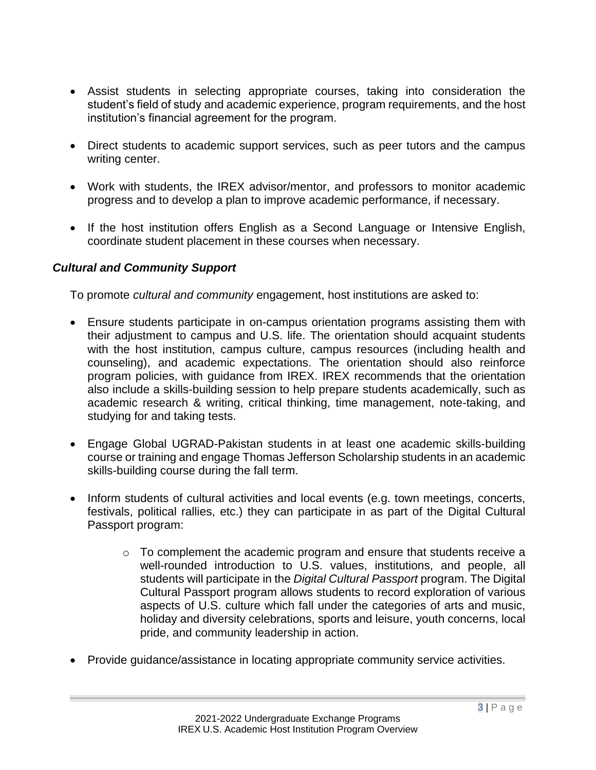- Assist students in selecting appropriate courses, taking into consideration the student's field of study and academic experience, program requirements, and the host institution's financial agreement for the program.

- Direct students to academic support services, such as peer tutors and the campus writing center.

- Work with students, the IREX advisor/mentor, and professors to monitor academic progress and to develop a plan to improve academic performance, if necessary.

- If the host institution offers English as a Second Language or Intensive English, coordinate student placement in these courses when necessary.

### *Cultural and Community Support*

To promote *cultural and community* engagement, host institutions are asked to:

- Ensure students participate in on-campus orientation programs assisting them with their adjustment to campus and U.S. life. The orientation should acquaint students with the host institution, campus culture, campus resources (including health and counseling), and academic expectations. The orientation should also reinforce program policies, with guidance from IREX. IREX recommends that the orientation also include a skills-building session to help prepare students academically, such as academic research & writing, critical thinking, time management, note-taking, and studying for and taking tests.

- Engage Global UGRAD-Pakistan students in at least one academic skills-building course or training and engage Thomas Jefferson Scholarship students in an academic skills-building course during the fall term.

- Inform students of cultural activities and local events (e.g. town meetings, concerts, festivals, political rallies, etc.) they can participate in as part of the Digital Cultural Passport program:

    - To complement the academic program and ensure that students receive a well-rounded introduction to U.S. values, institutions, and people, all students will participate in the *Digital Cultural Passport* program. The Digital Cultural Passport program allows students to record exploration of various aspects of U.S. culture which fall under the categories of arts and music, holiday and diversity celebrations, sports and leisure, youth concerns, local pride, and community leadership in action.

- Provide guidance/assistance in locating appropriate community service activities.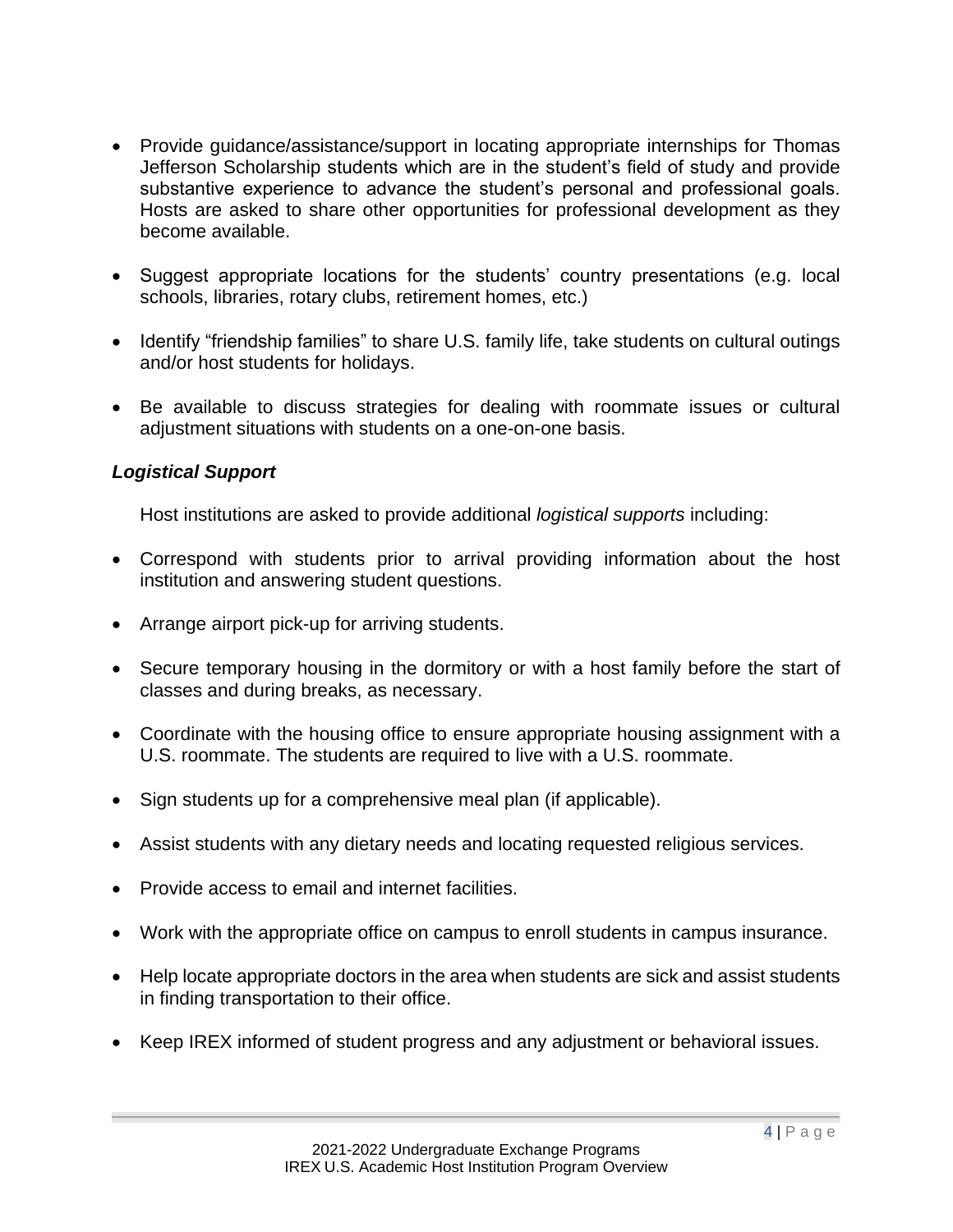- Provide guidance/assistance/support in locating appropriate internships for Thomas Jefferson Scholarship students which are in the student's field of study and provide substantive experience to advance the student's personal and professional goals. Hosts are asked to share other opportunities for professional development as they become available.
- Suggest appropriate locations for the students' country presentations (e.g. local schools, libraries, rotary clubs, retirement homes, etc.)
- Identify "friendship families" to share U.S. family life, take students on cultural outings and/or host students for holidays.
- Be available to discuss strategies for dealing with roommate issues or cultural adjustment situations with students on a one-on-one basis.

***Logistical Support***

Host institutions are asked to provide additional *logistical supports* including:

- Correspond with students prior to arrival providing information about the host institution and answering student questions.
- Arrange airport pick-up for arriving students.
- Secure temporary housing in the dormitory or with a host family before the start of classes and during breaks, as necessary.
- Coordinate with the housing office to ensure appropriate housing assignment with a U.S. roommate. The students are required to live with a U.S. roommate.
- Sign students up for a comprehensive meal plan (if applicable).
- Assist students with any dietary needs and locating requested religious services.
- Provide access to email and internet facilities.
- Work with the appropriate office on campus to enroll students in campus insurance.
- Help locate appropriate doctors in the area when students are sick and assist students in finding transportation to their office.
- Keep IREX informed of student progress and any adjustment or behavioral issues.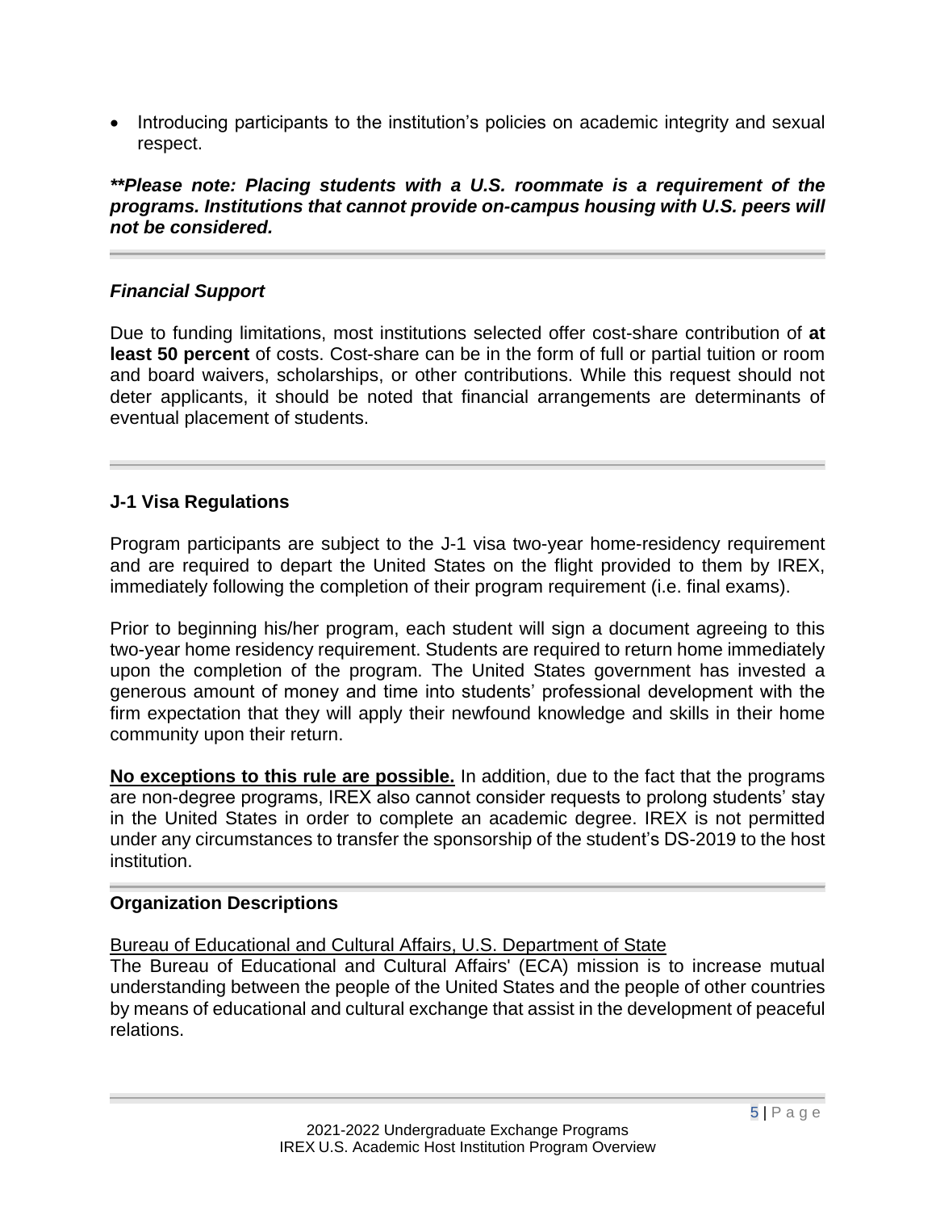- Introducing participants to the institution's policies on academic integrity and sexual respect.

***\*\*Please note: Placing students with a U.S. roommate is a requirement of the programs. Institutions that cannot provide on-campus housing with U.S. peers will not be considered.***

---

### *Financial Support*

Due to funding limitations, most institutions selected offer cost-share contribution of **at least 50 percent** of costs. Cost-share can be in the form of full or partial tuition or room and board waivers, scholarships, or other contributions. While this request should not deter applicants, it should be noted that financial arrangements are determinants of eventual placement of students.

---

### J-1 Visa Regulations

Program participants are subject to the J-1 visa two-year home-residency requirement and are required to depart the United States on the flight provided to them by IREX, immediately following the completion of their program requirement (i.e. final exams).

Prior to beginning his/her program, each student will sign a document agreeing to this two-year home residency requirement. Students are required to return home immediately upon the completion of the program. The United States government has invested a generous amount of money and time into students' professional development with the firm expectation that they will apply their newfound knowledge and skills in their home community upon their return.

<u>**No exceptions to this rule are possible.**</u> In addition, due to the fact that the programs are non-degree programs, IREX also cannot consider requests to prolong students' stay in the United States in order to complete an academic degree. IREX is not permitted under any circumstances to transfer the sponsorship of the student's DS-2019 to the host institution.

---

### Organization Descriptions

<u>Bureau of Educational and Cultural Affairs, U.S. Department of State</u>
The Bureau of Educational and Cultural Affairs' (ECA) mission is to increase mutual understanding between the people of the United States and the people of other countries by means of educational and cultural exchange that assist in the development of peaceful relations.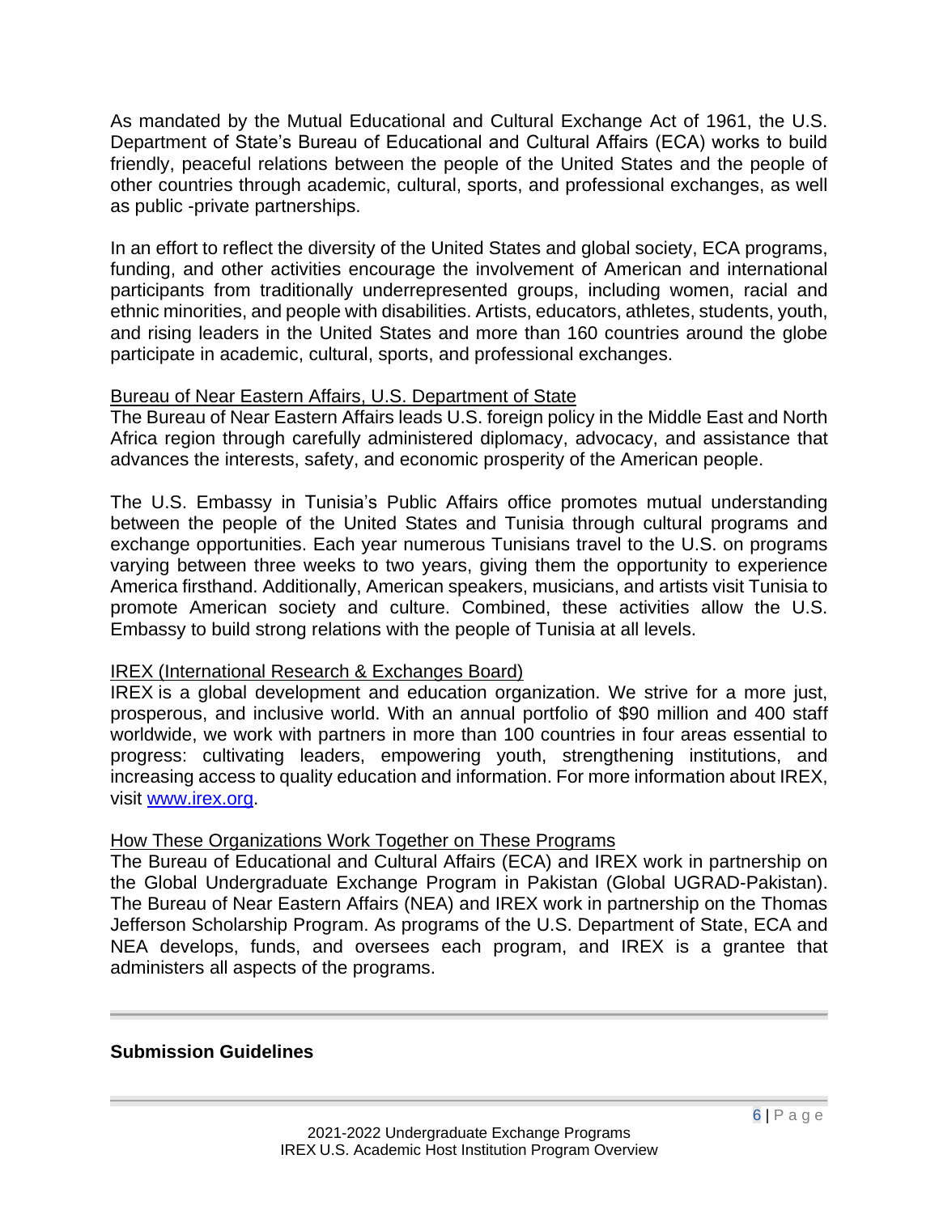As mandated by the Mutual Educational and Cultural Exchange Act of 1961, the U.S. Department of State's Bureau of Educational and Cultural Affairs (ECA) works to build friendly, peaceful relations between the people of the United States and the people of other countries through academic, cultural, sports, and professional exchanges, as well as public -private partnerships.

In an effort to reflect the diversity of the United States and global society, ECA programs, funding, and other activities encourage the involvement of American and international participants from traditionally underrepresented groups, including women, racial and ethnic minorities, and people with disabilities. Artists, educators, athletes, students, youth, and rising leaders in the United States and more than 160 countries around the globe participate in academic, cultural, sports, and professional exchanges.

Bureau of Near Eastern Affairs, U.S. Department of State

The Bureau of Near Eastern Affairs leads U.S. foreign policy in the Middle East and North Africa region through carefully administered diplomacy, advocacy, and assistance that advances the interests, safety, and economic prosperity of the American people.

The U.S. Embassy in Tunisia's Public Affairs office promotes mutual understanding between the people of the United States and Tunisia through cultural programs and exchange opportunities. Each year numerous Tunisians travel to the U.S. on programs varying between three weeks to two years, giving them the opportunity to experience America firsthand. Additionally, American speakers, musicians, and artists visit Tunisia to promote American society and culture. Combined, these activities allow the U.S. Embassy to build strong relations with the people of Tunisia at all levels.

IREX (International Research & Exchanges Board)

IREX is a global development and education organization. We strive for a more just, prosperous, and inclusive world. With an annual portfolio of $90 million and 400 staff worldwide, we work with partners in more than 100 countries in four areas essential to progress: cultivating leaders, empowering youth, strengthening institutions, and increasing access to quality education and information. For more information about IREX, visit [www.irex.org](http://www.irex.org).

How These Organizations Work Together on These Programs

The Bureau of Educational and Cultural Affairs (ECA) and IREX work in partnership on the Global Undergraduate Exchange Program in Pakistan (Global UGRAD-Pakistan). The Bureau of Near Eastern Affairs (NEA) and IREX work in partnership on the Thomas Jefferson Scholarship Program. As programs of the U.S. Department of State, ECA and NEA develops, funds, and oversees each program, and IREX is a grantee that administers all aspects of the programs.

---

## Submission Guidelines

---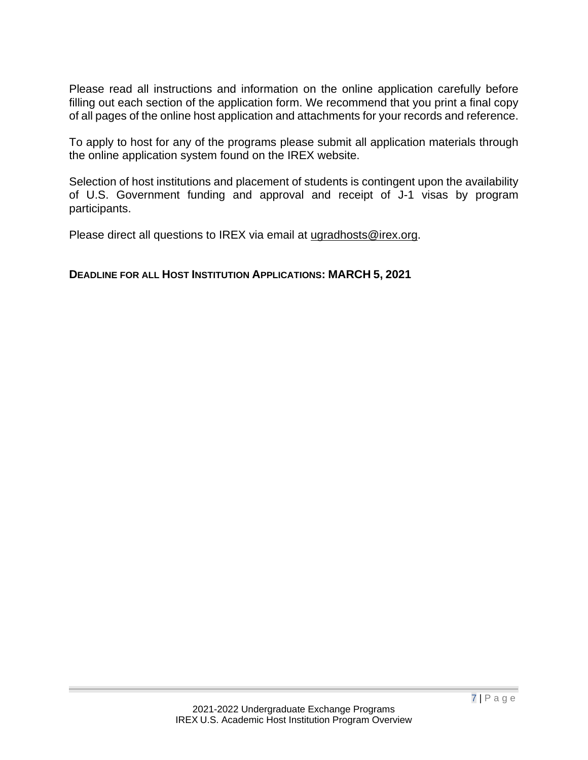Please read all instructions and information on the online application carefully before filling out each section of the application form. We recommend that you print a final copy of all pages of the online host application and attachments for your records and reference.

To apply to host for any of the programs please submit all application materials through the online application system found on the IREX website.

Selection of host institutions and placement of students is contingent upon the availability of U.S. Government funding and approval and receipt of J-1 visas by program participants.

Please direct all questions to IREX via email at ugradhosts@irex.org.

**DEADLINE FOR ALL HOST INSTITUTION APPLICATIONS: MARCH 5, 2021**